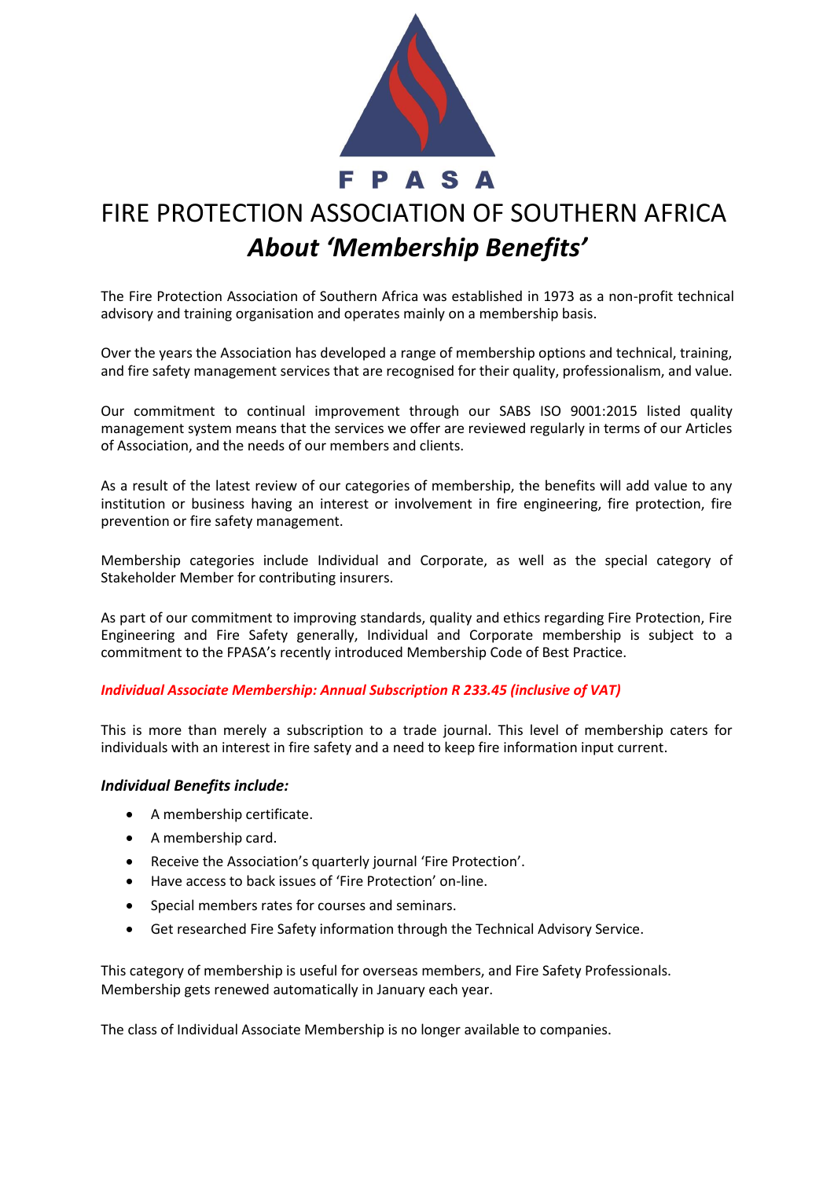FPASA

# FIRE PROTECTION ASSOCIATION OF SOUTHERN AFRICA

## *About 'Membership Benefits'*

The Fire Protection Association of Southern Africa was established in 1973 as a non-profit technical advisory and training organisation and operates mainly on a membership basis.

Over the years the Association has developed a range of membership options and technical, training, and fire safety management services that are recognised for their quality, professionalism, and value.

Our commitment to continual improvement through our SABS ISO 9001:2015 listed quality management system means that the services we offer are reviewed regularly in terms of our Articles of Association, and the needs of our members and clients.

As a result of the latest review of our categories of membership, the benefits will add value to any institution or business having an interest or involvement in fire engineering, fire protection, fire prevention or fire safety management.

Membership categories include Individual and Corporate, as well as the special category of Stakeholder Member for contributing insurers.

As part of our commitment to improving standards, quality and ethics regarding Fire Protection, Fire Engineering and Fire Safety generally, Individual and Corporate membership is subject to a commitment to the FPASA's recently introduced Membership Code of Best Practice.

***Individual Associate Membership: Annual Subscription R 233.45 (inclusive of VAT)***

This is more than merely a subscription to a trade journal. This level of membership caters for individuals with an interest in fire safety and a need to keep fire information input current.

### *Individual Benefits include:*

- A membership certificate.
- A membership card.
- Receive the Association's quarterly journal 'Fire Protection'.
- Have access to back issues of 'Fire Protection' on-line.
- Special members rates for courses and seminars.
- Get researched Fire Safety information through the Technical Advisory Service.

This category of membership is useful for overseas members, and Fire Safety Professionals.
Membership gets renewed automatically in January each year.

The class of Individual Associate Membership is no longer available to companies.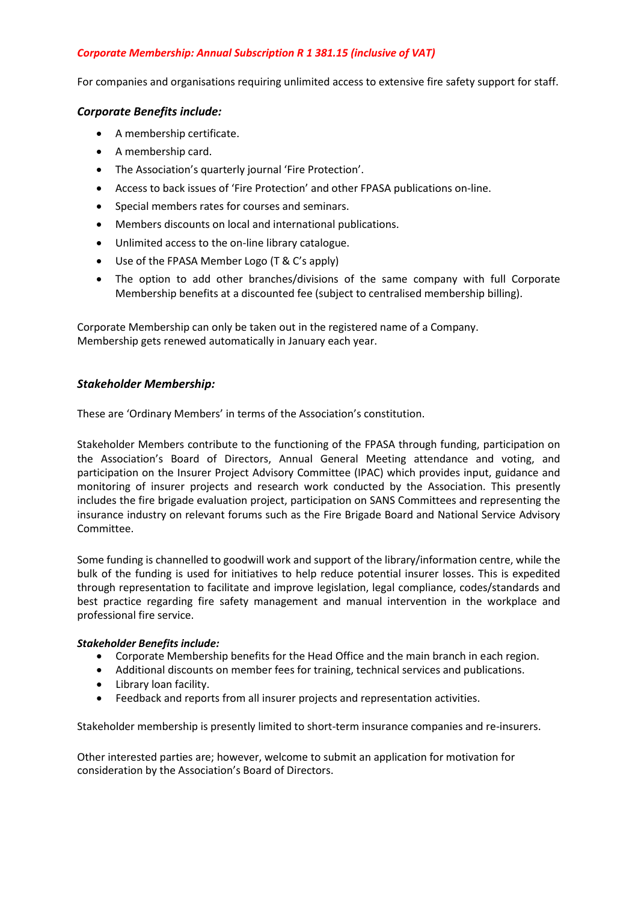***Corporate Membership: Annual Subscription R 1 381.15 (inclusive of VAT)***

For companies and organisations requiring unlimited access to extensive fire safety support for staff.

### *Corporate Benefits include:*

- A membership certificate.
- A membership card.
- The Association's quarterly journal 'Fire Protection'.
- Access to back issues of 'Fire Protection' and other FPASA publications on-line.
- Special members rates for courses and seminars.
- Members discounts on local and international publications.
- Unlimited access to the on-line library catalogue.
- Use of the FPASA Member Logo (T & C's apply)
- The option to add other branches/divisions of the same company with full Corporate Membership benefits at a discounted fee (subject to centralised membership billing).

Corporate Membership can only be taken out in the registered name of a Company.
Membership gets renewed automatically in January each year.

### *Stakeholder Membership:*

These are 'Ordinary Members' in terms of the Association's constitution.

Stakeholder Members contribute to the functioning of the FPASA through funding, participation on the Association's Board of Directors, Annual General Meeting attendance and voting, and participation on the Insurer Project Advisory Committee (IPAC) which provides input, guidance and monitoring of insurer projects and research work conducted by the Association. This presently includes the fire brigade evaluation project, participation on SANS Committees and representing the insurance industry on relevant forums such as the Fire Brigade Board and National Service Advisory Committee.

Some funding is channelled to goodwill work and support of the library/information centre, while the bulk of the funding is used for initiatives to help reduce potential insurer losses. This is expedited through representation to facilitate and improve legislation, legal compliance, codes/standards and best practice regarding fire safety management and manual intervention in the workplace and professional fire service.

***Stakeholder Benefits include:***

- Corporate Membership benefits for the Head Office and the main branch in each region.
- Additional discounts on member fees for training, technical services and publications.
- Library loan facility.
- Feedback and reports from all insurer projects and representation activities.

Stakeholder membership is presently limited to short-term insurance companies and re-insurers.

Other interested parties are; however, welcome to submit an application for motivation for consideration by the Association's Board of Directors.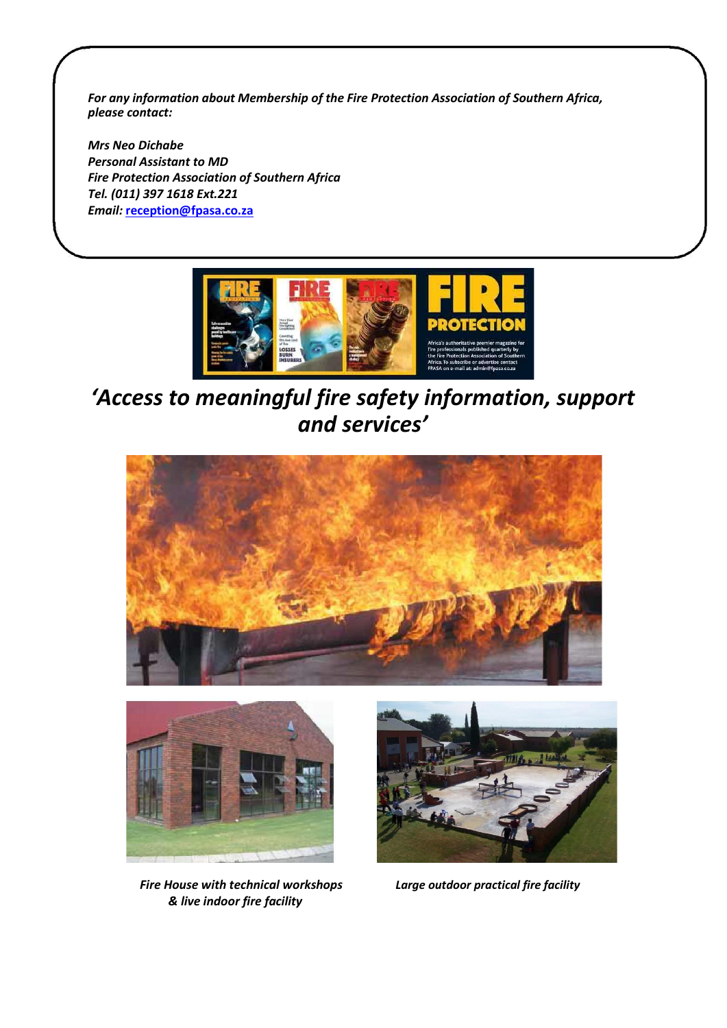*For any information about Membership of the Fire Protection Association of Southern Africa, please contact:*

*Mrs Neo Dichabe*
*Personal Assistant to MD*
*Fire Protection Association of Southern Africa*
*Tel. (011) 397 1618 Ext.221*
*Email: reception@fpasa.co.za*

## *'Access to meaningful fire safety information, support and services'*

*Fire House with technical workshops & live indoor fire facility*

*Large outdoor practical fire facility*